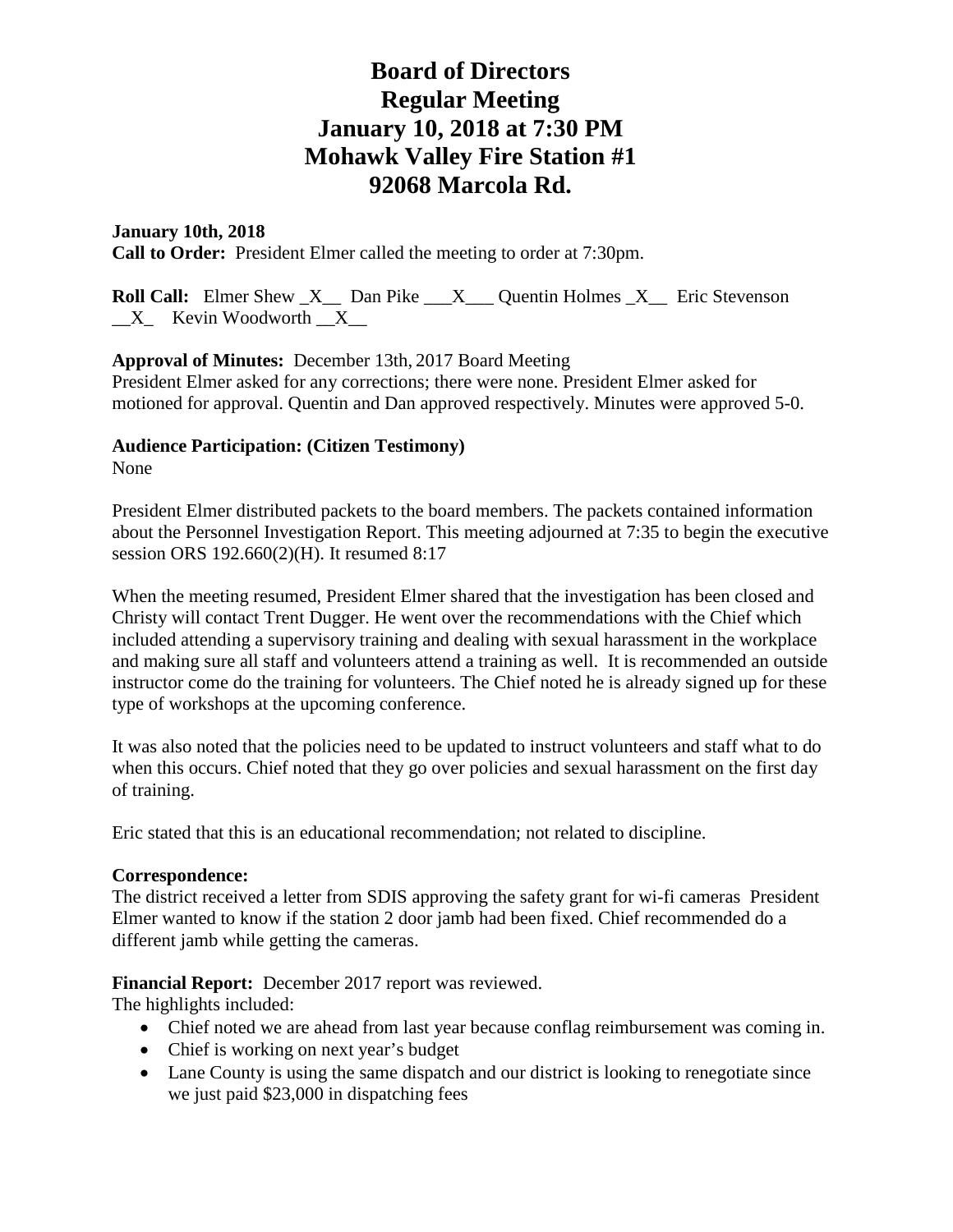# Board of Directors
# Regular Meeting
# January 10, 2018 at 7:30 PM
# Mohawk Valley Fire Station #1
# 92068 Marcola Rd.

**January 10th, 2018**
**Call to Order:** President Elmer called the meeting to order at 7:30pm.

**Roll Call:** Elmer Shew _X__ Dan Pike ___X___ Quentin Holmes _X__ Eric Stevenson __X_ Kevin Woodworth __X__

**Approval of Minutes:** December 13th, 2017 Board Meeting
President Elmer asked for any corrections; there were none. President Elmer asked for motioned for approval. Quentin and Dan approved respectively. Minutes were approved 5-0.

**Audience Participation: (Citizen Testimony)**
None

President Elmer distributed packets to the board members. The packets contained information about the Personnel Investigation Report. This meeting adjourned at 7:35 to begin the executive session ORS 192.660(2)(H). It resumed 8:17

When the meeting resumed, President Elmer shared that the investigation has been closed and Christy will contact Trent Dugger. He went over the recommendations with the Chief which included attending a supervisory training and dealing with sexual harassment in the workplace and making sure all staff and volunteers attend a training as well. It is recommended an outside instructor come do the training for volunteers. The Chief noted he is already signed up for these type of workshops at the upcoming conference.

It was also noted that the policies need to be updated to instruct volunteers and staff what to do when this occurs. Chief noted that they go over policies and sexual harassment on the first day of training.

Eric stated that this is an educational recommendation; not related to discipline.

**Correspondence:**
The district received a letter from SDIS approving the safety grant for wi-fi cameras President Elmer wanted to know if the station 2 door jamb had been fixed. Chief recommended do a different jamb while getting the cameras.

**Financial Report:** December 2017 report was reviewed.
The highlights included:

- Chief noted we are ahead from last year because conflag reimbursement was coming in.
- Chief is working on next year's budget
- Lane County is using the same dispatch and our district is looking to renegotiate since we just paid $23,000 in dispatching fees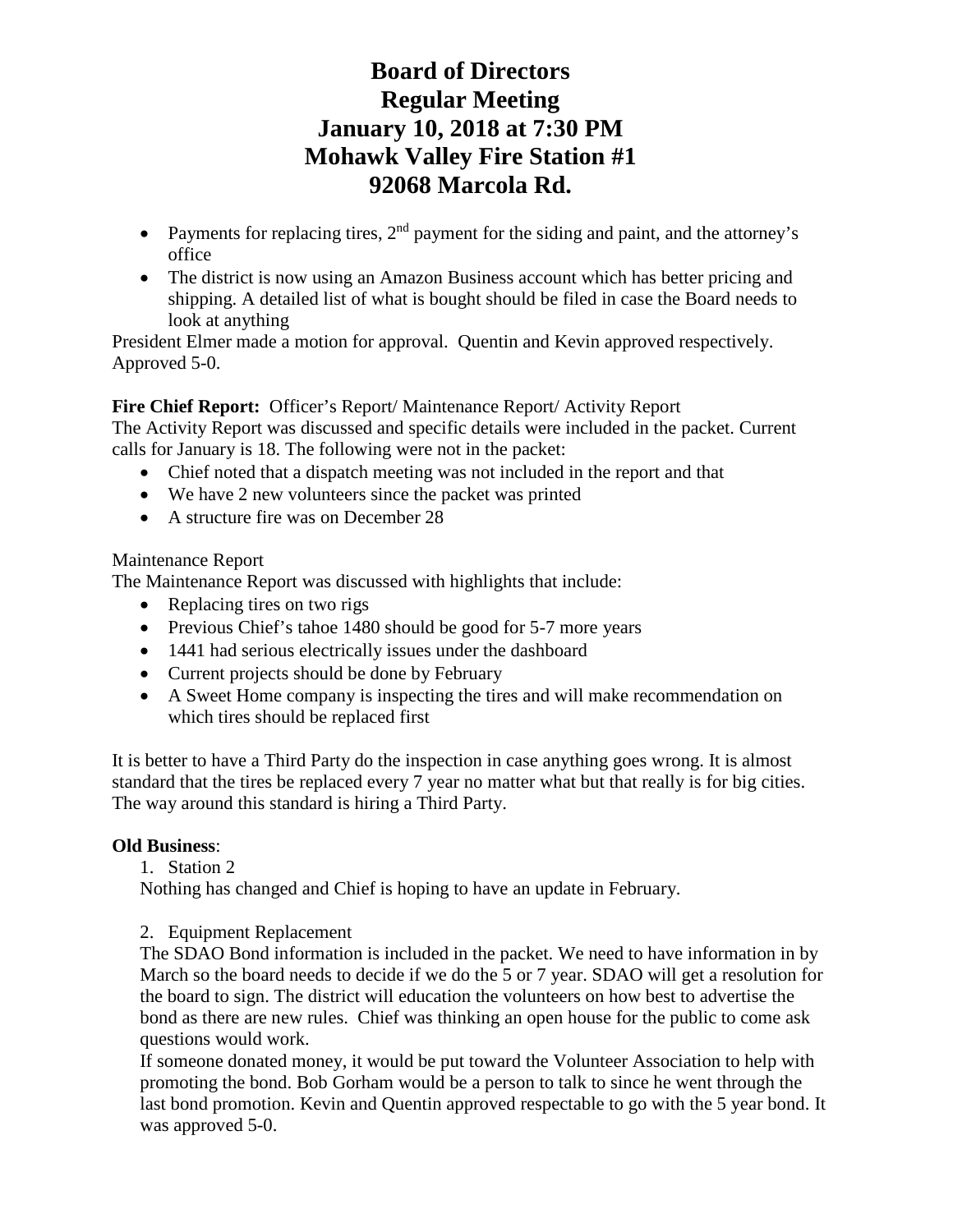# Board of Directors
# Regular Meeting
# January 10, 2018 at 7:30 PM
# Mohawk Valley Fire Station #1
# 92068 Marcola Rd.

- Payments for replacing tires, 2nd payment for the siding and paint, and the attorney's office
- The district is now using an Amazon Business account which has better pricing and shipping. A detailed list of what is bought should be filed in case the Board needs to look at anything

President Elmer made a motion for approval. Quentin and Kevin approved respectively. Approved 5-0.

**Fire Chief Report:** Officer's Report/ Maintenance Report/ Activity Report

The Activity Report was discussed and specific details were included in the packet. Current calls for January is 18. The following were not in the packet:

- Chief noted that a dispatch meeting was not included in the report and that
- We have 2 new volunteers since the packet was printed
- A structure fire was on December 28

Maintenance Report

The Maintenance Report was discussed with highlights that include:

- Replacing tires on two rigs
- Previous Chief's tahoe 1480 should be good for 5-7 more years
- 1441 had serious electrically issues under the dashboard
- Current projects should be done by February
- A Sweet Home company is inspecting the tires and will make recommendation on which tires should be replaced first

It is better to have a Third Party do the inspection in case anything goes wrong. It is almost standard that the tires be replaced every 7 year no matter what but that really is for big cities. The way around this standard is hiring a Third Party.

**Old Business**:

1. Station 2

Nothing has changed and Chief is hoping to have an update in February.

2. Equipment Replacement

The SDAO Bond information is included in the packet. We need to have information in by March so the board needs to decide if we do the 5 or 7 year. SDAO will get a resolution for the board to sign. The district will education the volunteers on how best to advertise the bond as there are new rules. Chief was thinking an open house for the public to come ask questions would work.

If someone donated money, it would be put toward the Volunteer Association to help with promoting the bond. Bob Gorham would be a person to talk to since he went through the last bond promotion. Kevin and Quentin approved respectable to go with the 5 year bond. It was approved 5-0.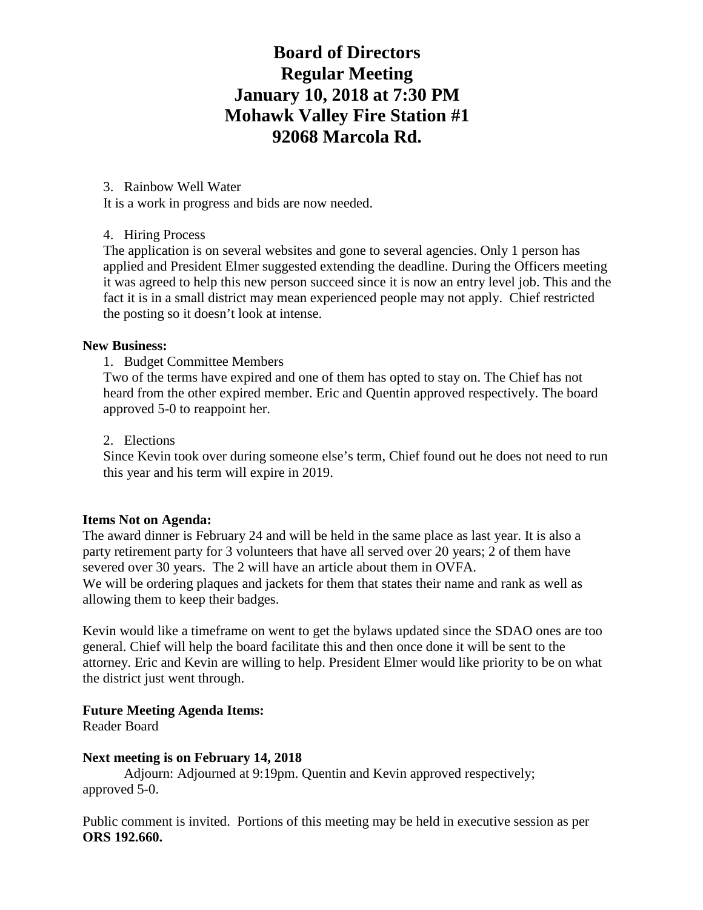# Board of Directors
# Regular Meeting
# January 10, 2018 at 7:30 PM
# Mohawk Valley Fire Station #1
# 92068 Marcola Rd.

3. Rainbow Well Water

It is a work in progress and bids are now needed.

4. Hiring Process

The application is on several websites and gone to several agencies. Only 1 person has applied and President Elmer suggested extending the deadline. During the Officers meeting it was agreed to help this new person succeed since it is now an entry level job. This and the fact it is in a small district may mean experienced people may not apply. Chief restricted the posting so it doesn't look at intense.

**New Business:**

1. Budget Committee Members

Two of the terms have expired and one of them has opted to stay on. The Chief has not heard from the other expired member. Eric and Quentin approved respectively. The board approved 5-0 to reappoint her.

2. Elections

Since Kevin took over during someone else's term, Chief found out he does not need to run this year and his term will expire in 2019.

**Items Not on Agenda:**

The award dinner is February 24 and will be held in the same place as last year. It is also a party retirement party for 3 volunteers that have all served over 20 years; 2 of them have severed over 30 years. The 2 will have an article about them in OVFA.
We will be ordering plaques and jackets for them that states their name and rank as well as allowing them to keep their badges.

Kevin would like a timeframe on went to get the bylaws updated since the SDAO ones are too general. Chief will help the board facilitate this and then once done it will be sent to the attorney. Eric and Kevin are willing to help. President Elmer would like priority to be on what the district just went through.

**Future Meeting Agenda Items:**

Reader Board

**Next meeting is on February 14, 2018**

Adjourn: Adjourned at 9:19pm. Quentin and Kevin approved respectively; approved 5-0.

Public comment is invited. Portions of this meeting may be held in executive session as per **ORS 192.660.**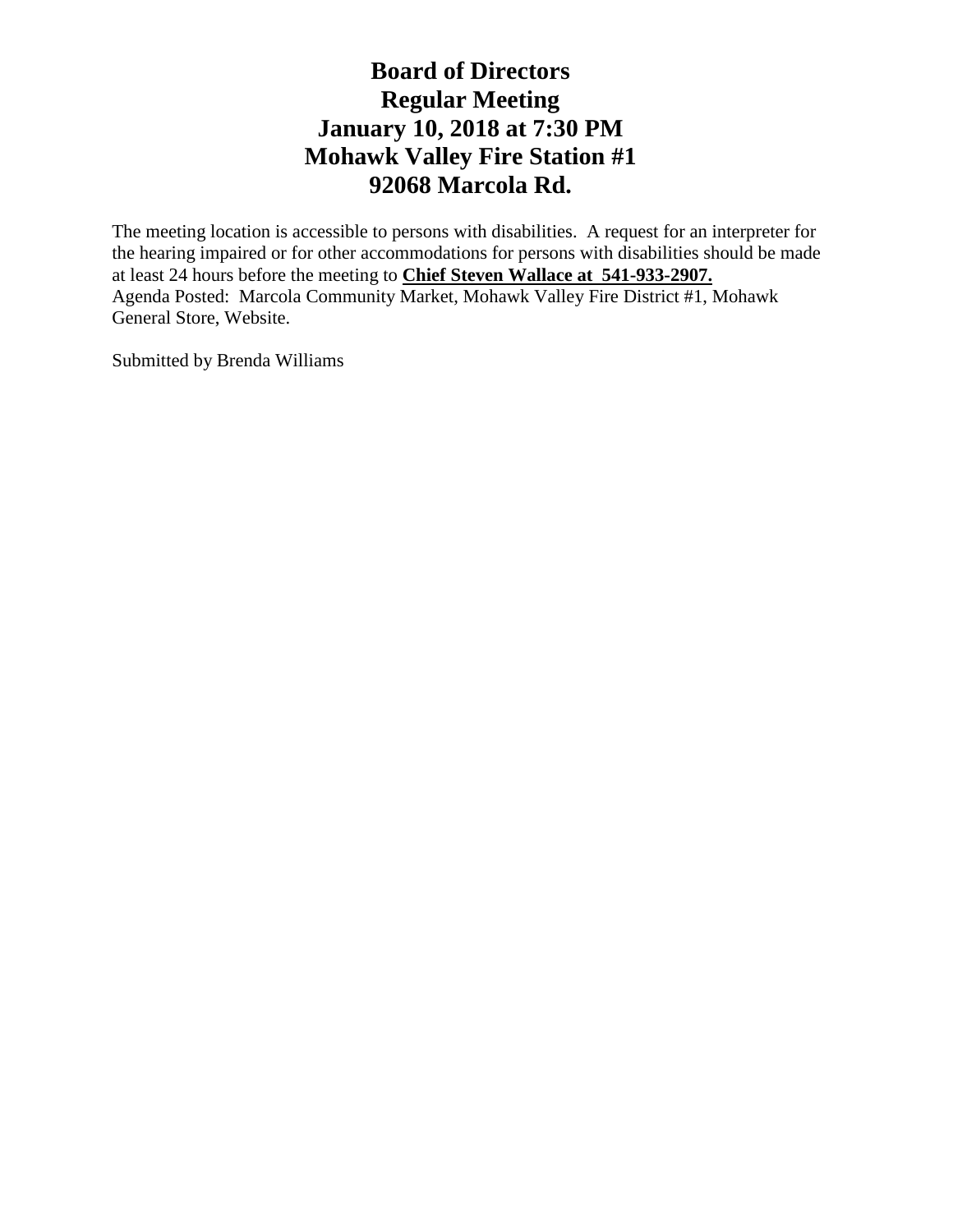# Board of Directors
# Regular Meeting
# January 10, 2018 at 7:30 PM
# Mohawk Valley Fire Station #1
# 92068 Marcola Rd.

The meeting location is accessible to persons with disabilities. A request for an interpreter for the hearing impaired or for other accommodations for persons with disabilities should be made at least 24 hours before the meeting to **Chief Steven Wallace at 541-933-2907.**
Agenda Posted: Marcola Community Market, Mohawk Valley Fire District #1, Mohawk General Store, Website.

Submitted by Brenda Williams